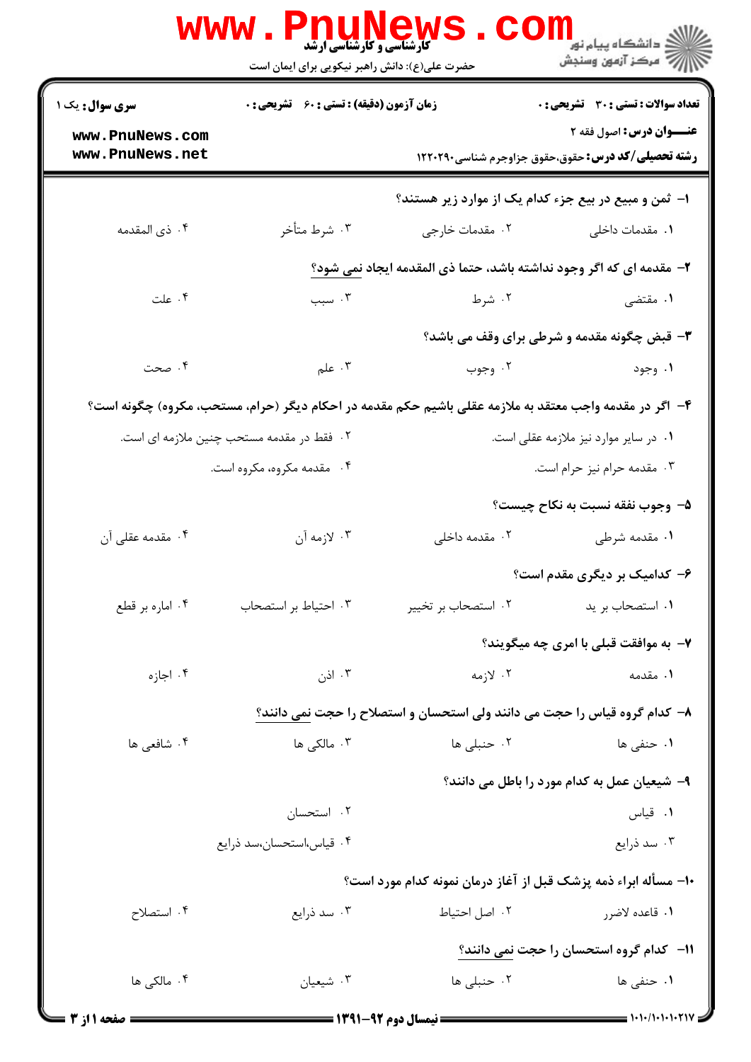**کارشناسی و کارشناسی ارشد**

حضرت علی(ع): دانش راهبر نیکویی برای ایمان است

دانشگاه پیام نور
مرکز آزمون وسنجش

**سری سوال:** یک ۱

**زمان آزمون (دقیقه) : تستی : ۶۰ تشریحی : ۰**

**تعداد سوالات : تستی : ۳۰ تشریحی : ۰**

**عنـــوان درس:** اصول فقه ۲

**رشته تحصیلی/کد درس:** حقوق،حقوق جزاوجرم شناسی۱۲۲۰۲۹۰

۱- ثمن و مبیع در بیع جزء کدام یک از موارد زیر هستند؟

۱. مقدمات داخلی
۲. مقدمات خارجی
۳. شرط متأخر
۴. ذی المقدمه

۲- مقدمه ای که اگر وجود نداشته باشد، حتما ذی المقدمه ایجاد نمی شود؟

۱. مقتضی
۲. شرط
۳. سبب
۴. علت

۳- قبض چگونه مقدمه و شرطی برای وقف می باشد؟

۱. وجود
۲. وجوب
۳. علم
۴. صحت

۴- اگر در مقدمه واجب معتقد به ملازمه عقلی باشیم حکم مقدمه در احکام دیگر (حرام، مستحب، مکروه) چگونه است؟

۱. در سایر موارد نیز ملازمه عقلی است.
۲. فقط در مقدمه مستحب چنین ملازمه ای است.
۳. مقدمه حرام نیز حرام است.
۴. مقدمه مکروه، مکروه است.

۵- وجوب نفقه نسبت به نکاح چیست؟

۱. مقدمه شرطی
۲. مقدمه داخلی
۳. لازمه آن
۴. مقدمه عقلی آن

۶- کدامیک بر دیگری مقدم است؟

۱. استصحاب بر ید
۲. استصحاب بر تخییر
۳. احتیاط بر استصحاب
۴. اماره بر قطع

۷- به موافقت قبلی با امری چه میگویند؟

۱. مقدمه
۲. لازمه
۳. اذن
۴. اجازه

۸- کدام گروه قیاس را حجت می دانند ولی استحسان و استصلاح را حجت نمی دانند؟

۱. حنفی ها
۲. حنبلی ها
۳. مالکی ها
۴. شافعی ها

۹- شیعیان عمل به کدام مورد را باطل می دانند؟

۱. قیاس
۲. استحسان
۳. سد ذرایع
۴. قیاس،استحسان،سد ذرایع

۱۰- مسأله ابراء ذمه پزشک قبل از آغاز درمان نمونه کدام مورد است؟

۱. قاعده لاضرر
۲. اصل احتیاط
۳. سد ذرایع
۴. استصلاح

۱۱- کدام گروه استحسان را حجت نمی دانند؟

۱. حنفی ها
۲. حنبلی ها
۳. شیعیان
۴. مالکی ها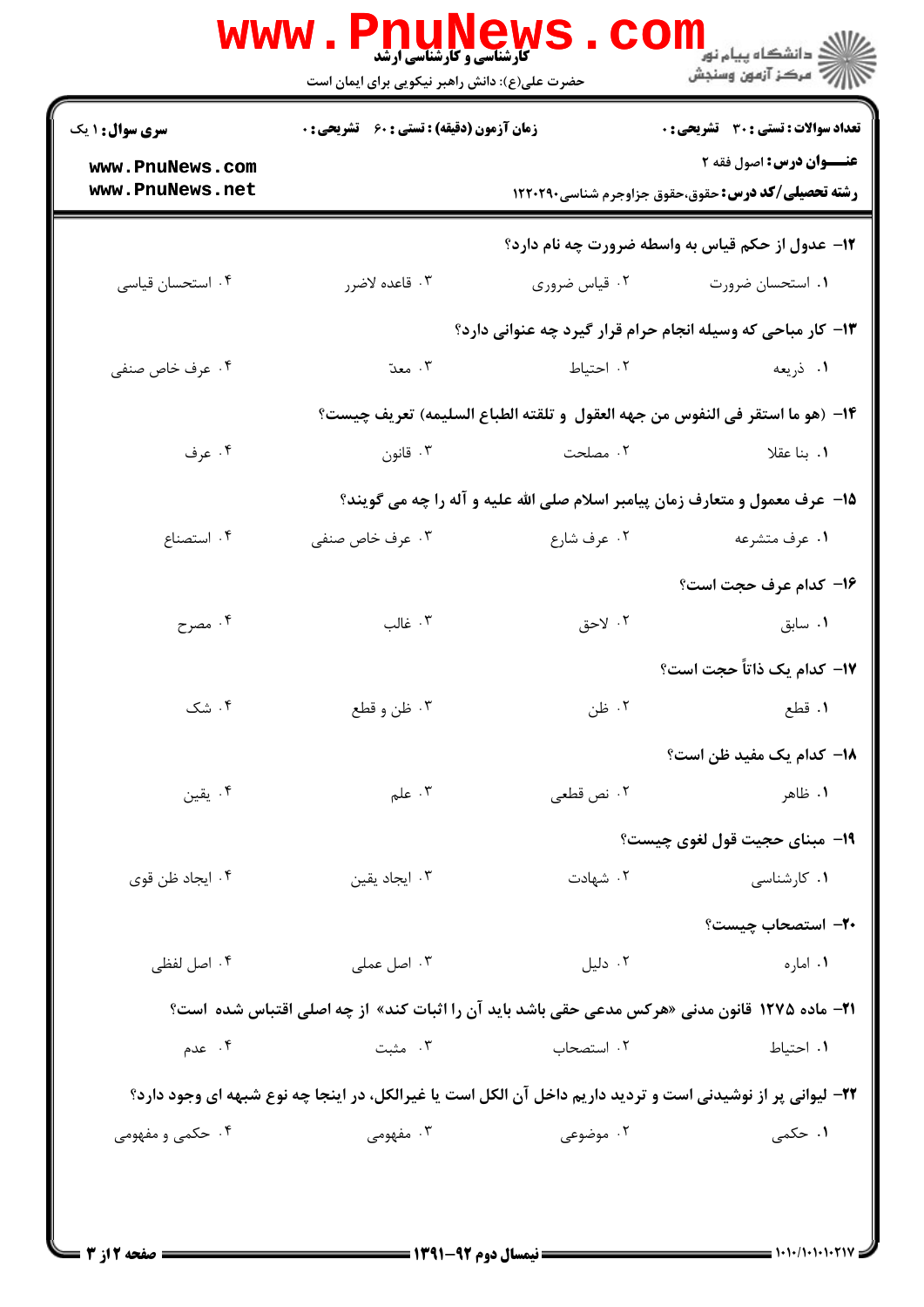سری سوال: ۱ یک | زمان آزمون (دقیقه): تستی: ۶۰ تشریحی: ۰ | تعداد سوالات: تستی: ۳۰ تشریحی: ۰

**عنـــوان درس:** اصول فقه ۲

**رشته تحصیلی/کد درس:** حقوق،حقوق جزاوجرم شناسی۱۲۲۰۲۹۰

۱۲- عدول از حکم قیاس به واسطه ضرورت چه نام دارد؟

۱. استحسان ضرورت
۲. قیاس ضروری
۳. قاعده لاضرر
۴. استحسان قیاسی

۱۳- کار مباحی که وسیله انجام حرام قرار گیرد چه عنوانی دارد؟

۱. ذریعه
۲. احتیاط
۳. معدّ
۴. عرف خاص صنفی

۱۴- (هو ما استقر فی النفوس من جهه العقول و تلقته الطباع السلیمه) تعریف چیست؟

۱. بنا عقلا
۲. مصلحت
۳. قانون
۴. عرف

۱۵- عرف معمول و متعارف زمان پیامبر اسلام صلی الله علیه و آله را چه می گویند؟

۱. عرف متشرعه
۲. عرف شارع
۳. عرف خاص صنفی
۴. استصناع

۱۶- کدام عرف حجت است؟

۱. سابق
۲. لاحق
۳. غالب
۴. مصرح

۱۷- کدام یک ذاتاً حجت است؟

۱. قطع
۲. ظن
۳. ظن و قطع
۴. شک

۱۸- کدام یک مفید ظن است؟

۱. ظاهر
۲. نص قطعی
۳. علم
۴. یقین

۱۹- مبنای حجیت قول لغوی چیست؟

۱. کارشناسی
۲. شهادت
۳. ایجاد یقین
۴. ایجاد ظن قوی

۲۰- استصحاب چیست؟

۱. اماره
۲. دلیل
۳. اصل عملی
۴. اصل لفظی

۲۱- ماده ۱۲۷۵ قانون مدنی «هرکس مدعی حقی باشد باید آن را اثبات کند» از چه اصلی اقتباس شده است؟

۱. احتیاط
۲. استصحاب
۳. مثبت
۴. عدم

۲۲- لیوانی پر از نوشیدنی است و تردید داریم داخل آن الکل است یا غیرالکل، در اینجا چه نوع شبهه ای وجود دارد؟

۱. حکمی
۲. موضوعی
۳. مفهومی
۴. حکمی و مفهومی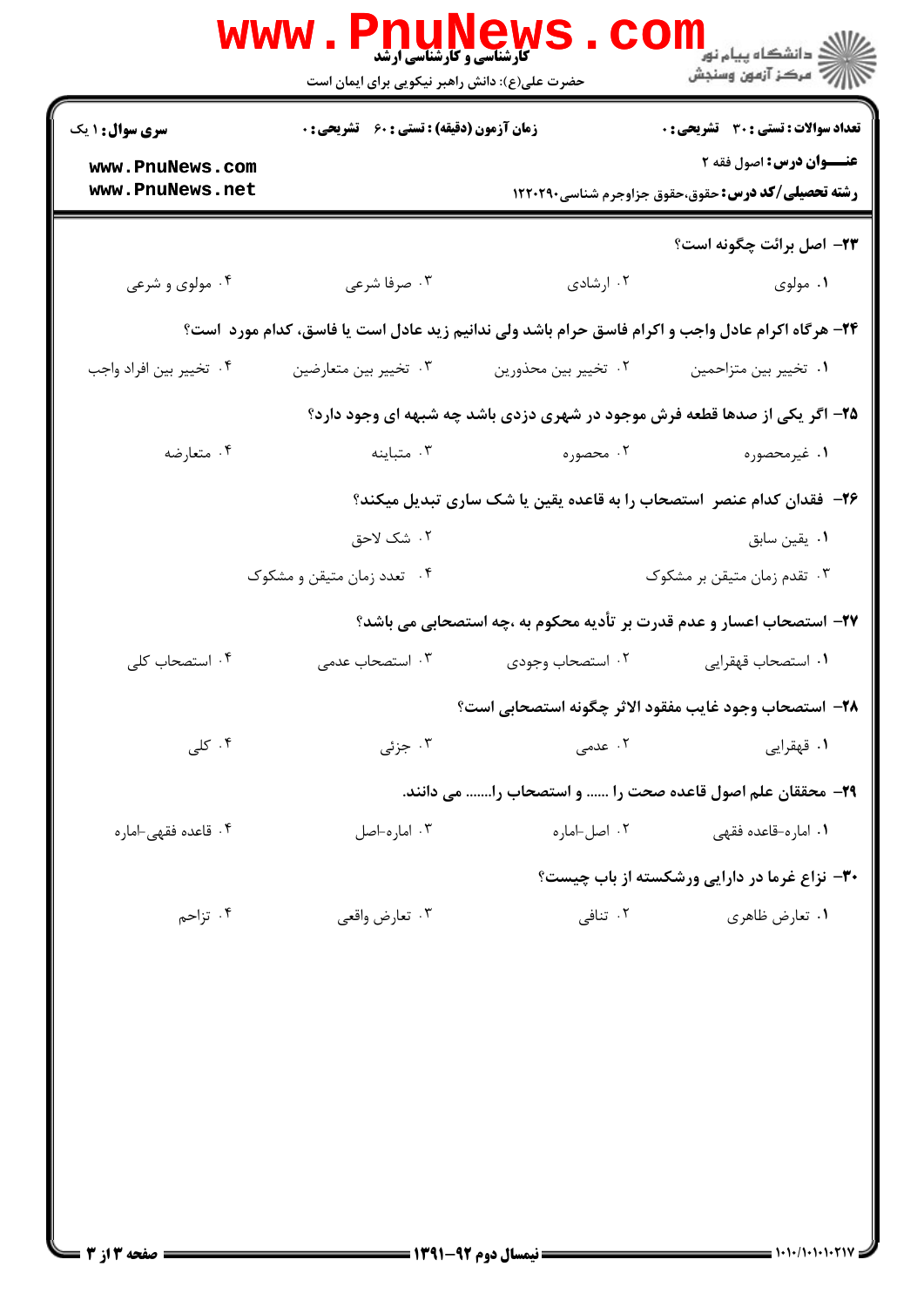**سری سوال:** ۱ یک

**زمان آزمون (دقیقه) : تستی :** ۶۰ **تشریحی :** ۰

**تعداد سوالات : تستی :** ۳۰ **تشریحی :** ۰

**عنـــوان درس:** اصول فقه ۲

**رشته تحصیلی/کد درس:** حقوق،حقوق جزاوجرم شناسی۱۲۲۰۲۹۰

۲۳- اصل برائت چگونه است؟

۱. مولوی
۲. ارشادی
۳. صرفا شرعی
۴. مولوی و شرعی

۲۴- هرگاه اکرام عادل واجب و اکرام فاسق حرام باشد ولی ندانیم زید عادل است یا فاسق، کدام مورد است؟

۱. تخییر بین متزاحمین
۲. تخییر بین محذورین
۳. تخییر بین متعارضین
۴. تخییر بین افراد واجب

۲۵- اگر یکی از صدها قطعه فرش موجود در شهری دزدی باشد چه شبهه ای وجود دارد؟

۱. غیرمحصوره
۲. محصوره
۳. متباینه
۴. متعارضه

۲۶- فقدان کدام عنصر استصحاب را به قاعده یقین یا شک ساری تبدیل میکند؟

۱. یقین سابق
۲. شک لاحق
۳. تقدم زمان متیقن بر مشکوک
۴. تعدد زمان متیقن و مشکوک

۲۷- استصحاب اعسار و عدم قدرت بر تأدیه محکوم به ،چه استصحابی می باشد؟

۱. استصحاب قهقرایی
۲. استصحاب وجودی
۳. استصحاب عدمی
۴. استصحاب کلی

۲۸- استصحاب وجود غایب مفقود الاثر چگونه استصحابی است؟

۱. قهقرایی
۲. عدمی
۳. جزئی
۴. کلی

۲۹- محققان علم اصول قاعده صحت را ...... و استصحاب را....... می دانند.

۱. اماره-قاعده فقهی
۲. اصل-اماره
۳. اماره-اصل
۴. قاعده فقهی-اماره

۳۰- نزاع غرما در دارایی ورشکسته از باب چیست؟

۱. تعارض ظاهری
۲. تنافی
۳. تعارض واقعی
۴. تزاحم